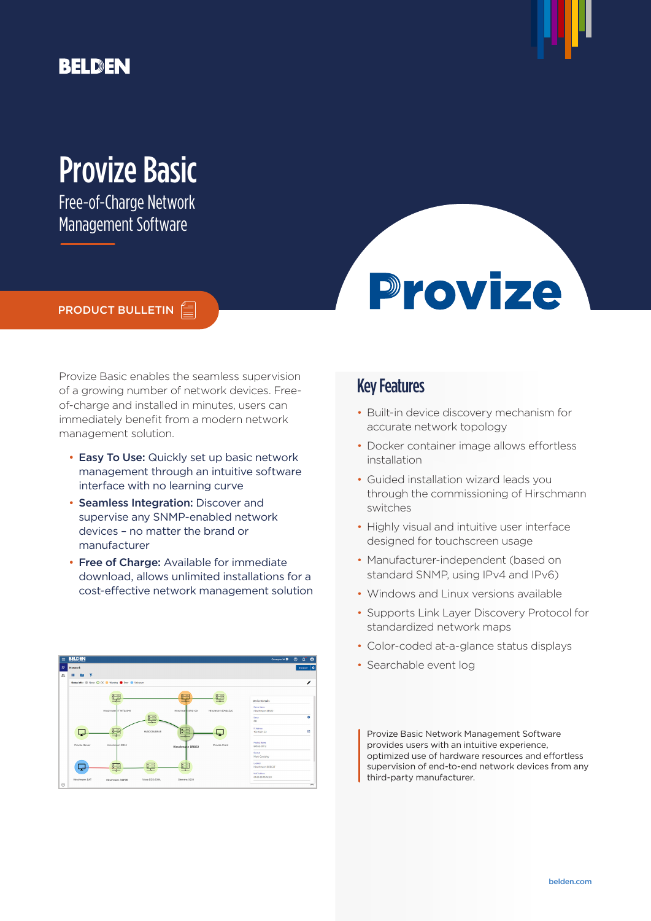BELDEN

# Provize Basic

## Free-of-Charge Network Management Software

PRODUCT BULLETIN

Provize

Provize Basic enables the seamless supervision of a growing number of network devices. Free-of-charge and installed in minutes, users can immediately benefit from a modern network management solution.

- **Easy To Use:** Quickly set up basic network management through an intuitive software interface with no learning curve
- **Seamless Integration:** Discover and supervise any SNMP-enabled network devices – no matter the brand or manufacturer
- **Free of Charge:** Available for immediate download, allows unlimited installations for a cost-effective network management solution

## Key Features

- Built-in device discovery mechanism for accurate network topology
- Docker container image allows effortless installation
- Guided installation wizard leads you through the commissioning of Hirschmann switches
- Highly visual and intuitive user interface designed for touchscreen usage
- Manufacturer-independent (based on standard SNMP, using IPv4 and IPv6)
- Windows and Linux versions available
- Supports Link Layer Discovery Protocol for standardized network maps
- Color-coded at-a-glance status displays
- Searchable event log

Provize Basic Network Management Software provides users with an intuitive experience, optimized use of hardware resources and effortless supervision of end-to-end network devices from any third-party manufacturer.

belden.com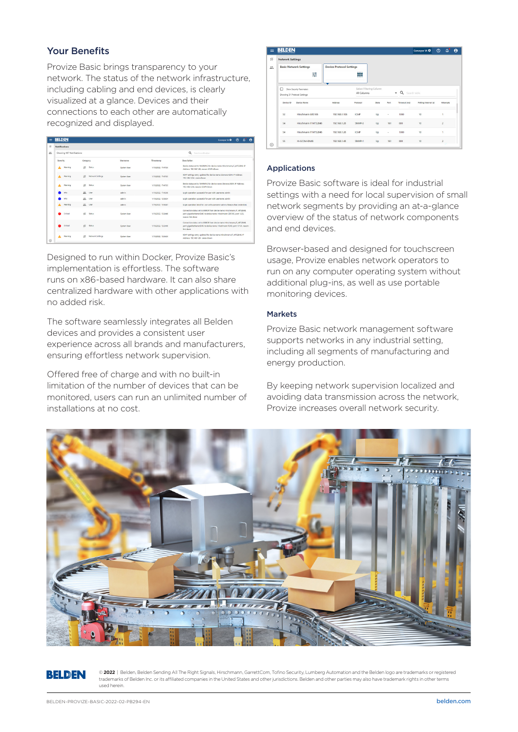## Your Benefits

Provize Basic brings transparency to your network. The status of the network infrastructure, including cabling and end devices, is clearly visualized at a glance. Devices and their connections to each other are automatically recognized and displayed.

Designed to run within Docker, Provize Basic's implementation is effortless. The software runs on x86-based hardware. It can also share centralized hardware with other applications with no added risk.

The software seamlessly integrates all Belden devices and provides a consistent user experience across all brands and manufacturers, ensuring effortless network supervision.

Offered free of charge and with no built-in limitation of the number of devices that can be monitored, users can run an unlimited number of installations at no cost.

## Applications

Provize Basic software is ideal for industrial settings with a need for local supervision of small network segments by providing an at-a-glance overview of the status of network components and end devices.

Browser-based and designed for touchscreen usage, Provize enables network operators to run on any computer operating system without additional plug-ins, as well as use portable monitoring devices.

### Markets

Provize Basic network management software supports networks in any industrial setting, including all segments of manufacturing and energy production.

By keeping network supervision localized and avoiding data transmission across the network, Provize increases overall network security.

© **2022** | Belden, Belden Sending All The Right Signals, Hirschmann, GarrettCom, Tofino Security, Lumberg Automation and the Belden logo are trademarks or registered trademarks of Belden Inc. or its affiliated companies in the United States and other jurisdictions. Belden and other parties may also have trademark rights in other terms used herein.

BELDEN-PROVIZE-BASIC-2022-02-PB294-EN

belden.com